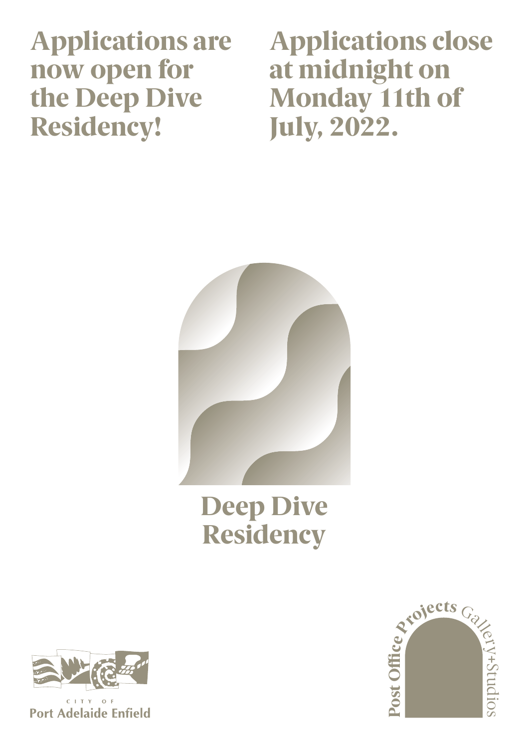# Applications are now open for the Deep Dive Residency!

# Applications close at midnight on Monday 11th of July, 2022.

## Deep Dive Residency

CITY OF
Port Adelaide Enfield

Post Office Projects Gallery+Studios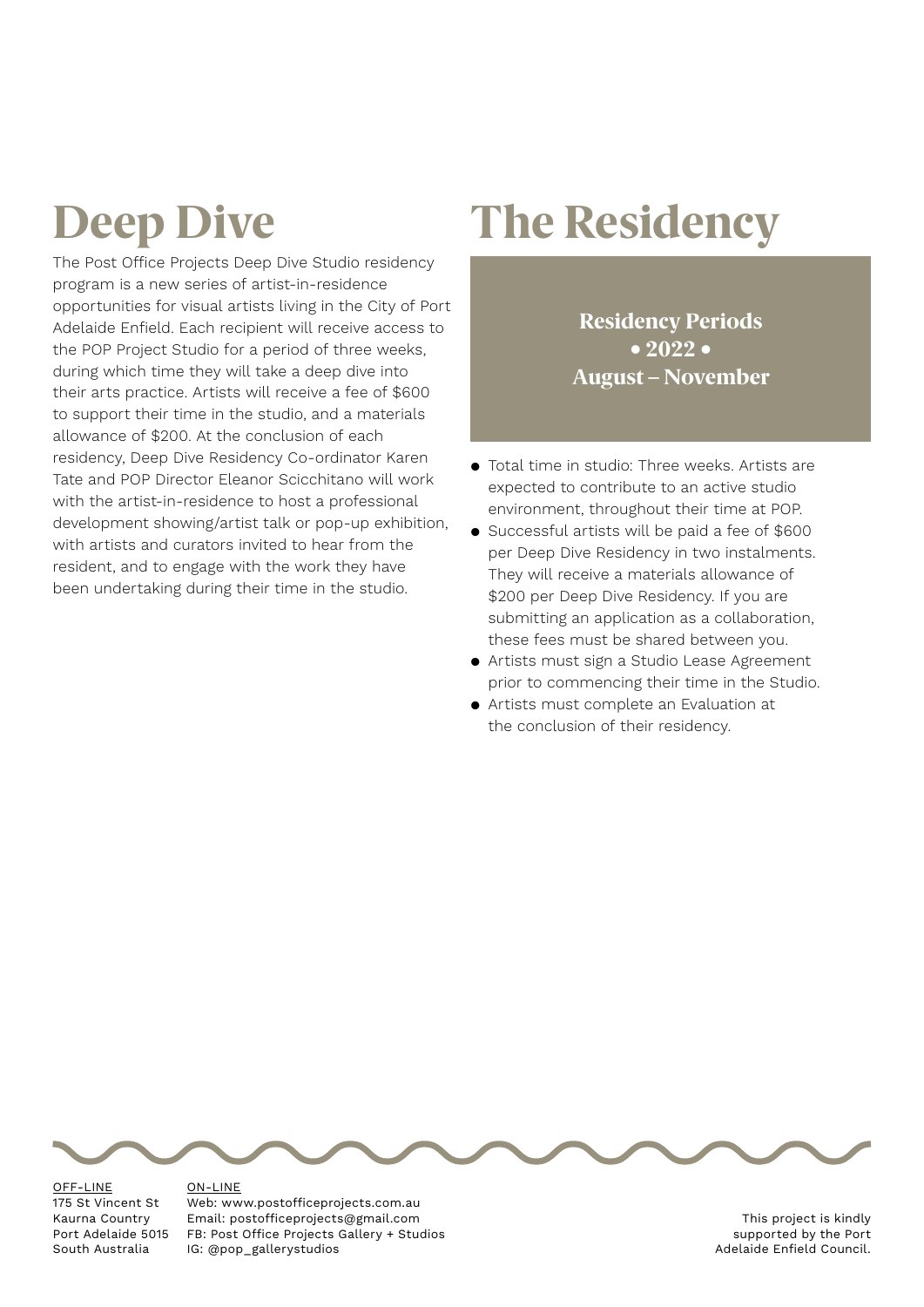# Deep Dive

The Post Office Projects Deep Dive Studio residency program is a new series of artist-in-residence opportunities for visual artists living in the City of Port Adelaide Enfield. Each recipient will receive access to the POP Project Studio for a period of three weeks, during which time they will take a deep dive into their arts practice. Artists will receive a fee of $600 to support their time in the studio, and a materials allowance of $200. At the conclusion of each residency, Deep Dive Residency Co-ordinator Karen Tate and POP Director Eleanor Scicchitano will work with the artist-in-residence to host a professional development showing/artist talk or pop-up exhibition, with artists and curators invited to hear from the resident, and to engage with the work they have been undertaking during their time in the studio.

# The Residency

**Residency Periods**
**• 2022 •**
**August – November**

- Total time in studio: Three weeks. Artists are expected to contribute to an active studio environment, throughout their time at POP.
- Successful artists will be paid a fee of $600 per Deep Dive Residency in two instalments. They will receive a materials allowance of $200 per Deep Dive Residency. If you are submitting an application as a collaboration, these fees must be shared between you.
- Artists must sign a Studio Lease Agreement prior to commencing their time in the Studio.
- Artists must complete an Evaluation at the conclusion of their residency.

OFF-LINE
175 St Vincent St
Kaurna Country
Port Adelaide 5015
South Australia

ON-LINE
Web: www.postofficeprojects.com.au
Email: postofficeprojects@gmail.com
FB: Post Office Projects Gallery + Studios
IG: @pop_gallerystudios

This project is kindly supported by the Port Adelaide Enfield Council.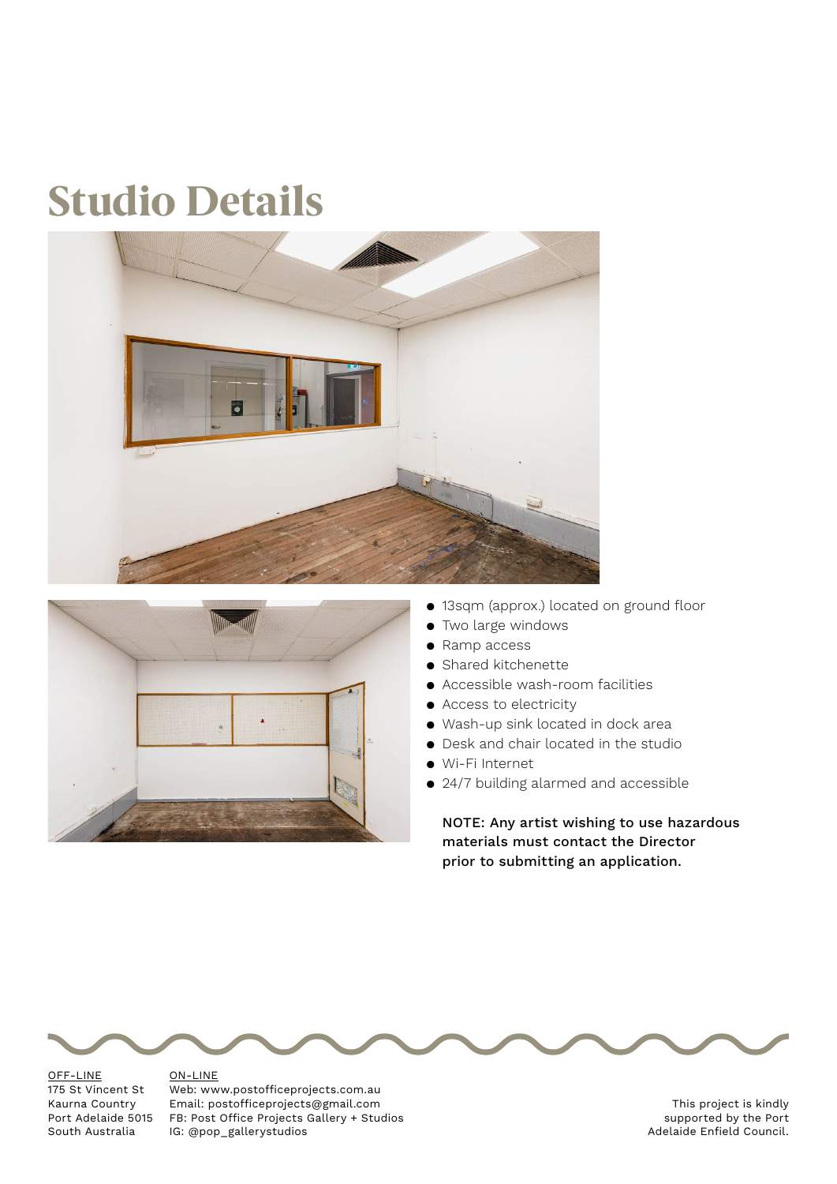# Studio Details

- 13sqm (approx.) located on ground floor
- Two large windows
- Ramp access
- Shared kitchenette
- Accessible wash-room facilities
- Access to electricity
- Wash-up sink located in dock area
- Desk and chair located in the studio
- Wi-Fi Internet
- 24/7 building alarmed and accessible

NOTE: Any artist wishing to use hazardous materials must contact the Director prior to submitting an application.

OFF-LINE
175 St Vincent St
Kaurna Country
Port Adelaide 5015
South Australia

ON-LINE
Web: www.postofficeprojects.com.au
Email: postofficeprojects@gmail.com
FB: Post Office Projects Gallery + Studios
IG: @pop_gallerystudios

This project is kindly supported by the Port Adelaide Enfield Council.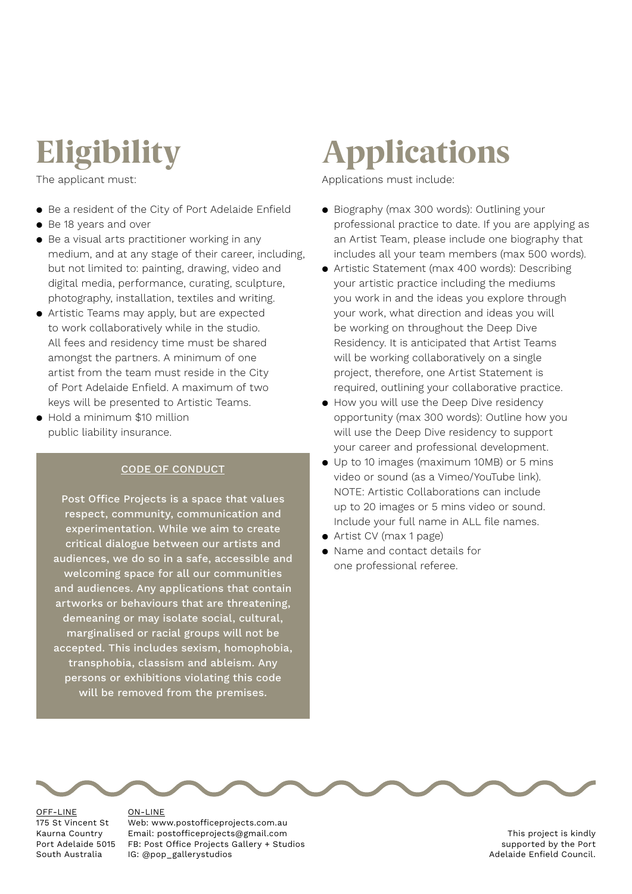# Eligibility

The applicant must:

- Be a resident of the City of Port Adelaide Enfield
- Be 18 years and over
- Be a visual arts practitioner working in any medium, and at any stage of their career, including, but not limited to: painting, drawing, video and digital media, performance, curating, sculpture, photography, installation, textiles and writing.
- Artistic Teams may apply, but are expected to work collaboratively while in the studio. All fees and residency time must be shared amongst the partners. A minimum of one artist from the team must reside in the City of Port Adelaide Enfield. A maximum of two keys will be presented to Artistic Teams.
- Hold a minimum $10 million public liability insurance.

CODE OF CONDUCT

Post Office Projects is a space that values respect, community, communication and experimentation. While we aim to create critical dialogue between our artists and audiences, we do so in a safe, accessible and welcoming space for all our communities and audiences. Any applications that contain artworks or behaviours that are threatening, demeaning or may isolate social, cultural, marginalised or racial groups will not be accepted. This includes sexism, homophobia, transphobia, classism and ableism. Any persons or exhibitions violating this code will be removed from the premises.

# Applications

Applications must include:

- Biography (max 300 words): Outlining your professional practice to date. If you are applying as an Artist Team, please include one biography that includes all your team members (max 500 words).
- Artistic Statement (max 400 words): Describing your artistic practice including the mediums you work in and the ideas you explore through your work, what direction and ideas you will be working on throughout the Deep Dive Residency. It is anticipated that Artist Teams will be working collaboratively on a single project, therefore, one Artist Statement is required, outlining your collaborative practice.
- How you will use the Deep Dive residency opportunity (max 300 words): Outline how you will use the Deep Dive residency to support your career and professional development.
- Up to 10 images (maximum 10MB) or 5 mins video or sound (as a Vimeo/YouTube link). NOTE: Artistic Collaborations can include up to 20 images or 5 mins video or sound. Include your full name in ALL file names.
- Artist CV (max 1 page)
- Name and contact details for one professional referee.

OFF-LINE
175 St Vincent St
Kaurna Country
Port Adelaide 5015
South Australia

ON-LINE
Web: www.postofficeprojects.com.au
Email: postofficeprojects@gmail.com
FB: Post Office Projects Gallery + Studios
IG: @pop_gallerystudios

This project is kindly supported by the Port Adelaide Enfield Council.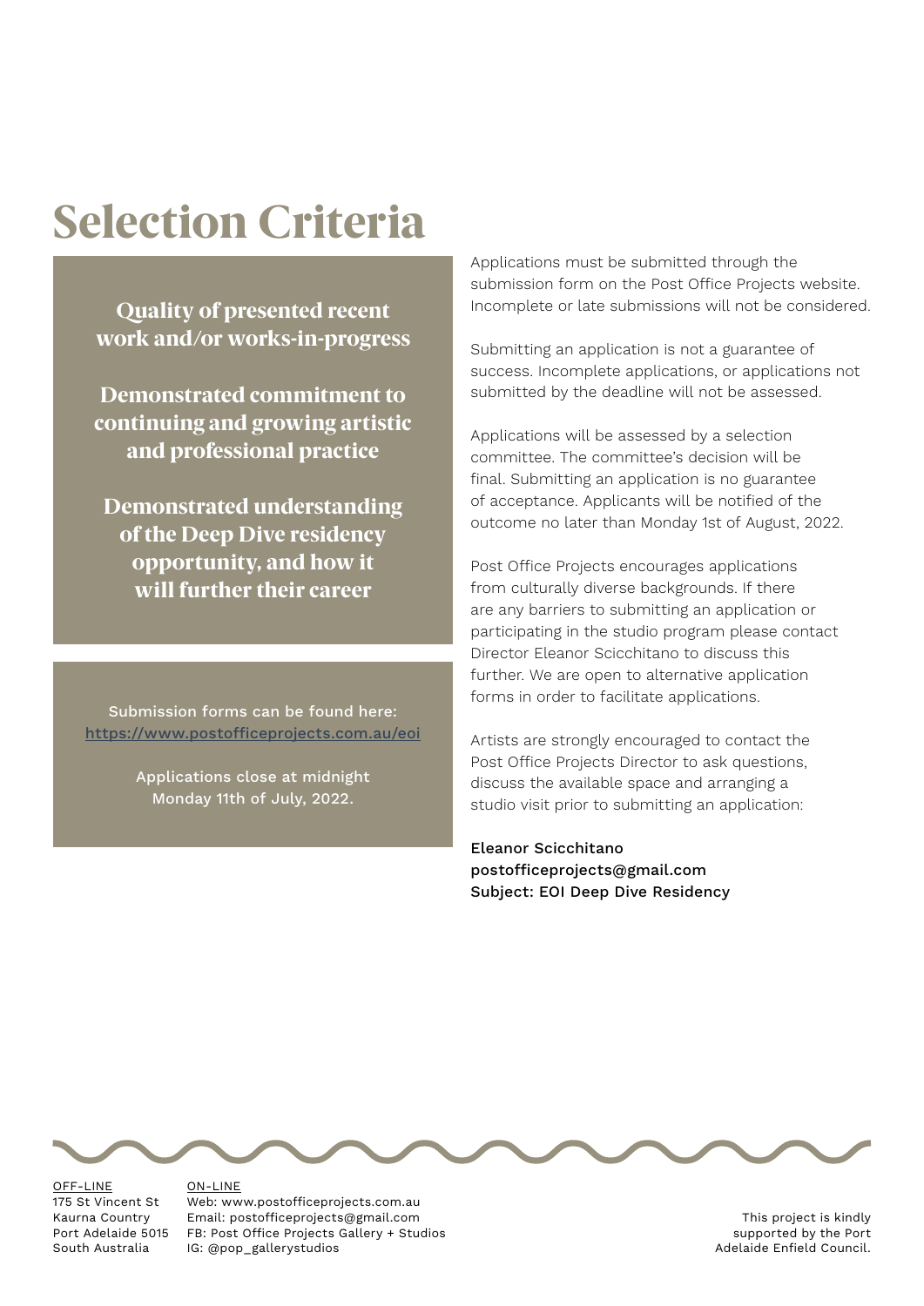# Selection Criteria

**Quality of presented recent work and/or works-in-progress**

**Demonstrated commitment to continuing and growing artistic and professional practice**

**Demonstrated understanding of the Deep Dive residency opportunity, and how it will further their career**

Submission forms can be found here: [https://www.postofficeprojects.com.au/eoi](https://www.postofficeprojects.com.au/eoi)

Applications close at midnight Monday 11th of July, 2022.

Applications must be submitted through the submission form on the Post Office Projects website. Incomplete or late submissions will not be considered.

Submitting an application is not a guarantee of success. Incomplete applications, or applications not submitted by the deadline will not be assessed.

Applications will be assessed by a selection committee. The committee's decision will be final. Submitting an application is no guarantee of acceptance. Applicants will be notified of the outcome no later than Monday 1st of August, 2022.

Post Office Projects encourages applications from culturally diverse backgrounds. If there are any barriers to submitting an application or participating in the studio program please contact Director Eleanor Scicchitano to discuss this further. We are open to alternative application forms in order to facilitate applications.

Artists are strongly encouraged to contact the Post Office Projects Director to ask questions, discuss the available space and arranging a studio visit prior to submitting an application:

Eleanor Scicchitano
postofficeprojects@gmail.com
Subject: EOI Deep Dive Residency

OFF-LINE
175 St Vincent St
Kaurna Country
Port Adelaide 5015
South Australia

ON-LINE
Web: www.postofficeprojects.com.au
Email: postofficeprojects@gmail.com
FB: Post Office Projects Gallery + Studios
IG: @pop_gallerystudios

This project is kindly supported by the Port Adelaide Enfield Council.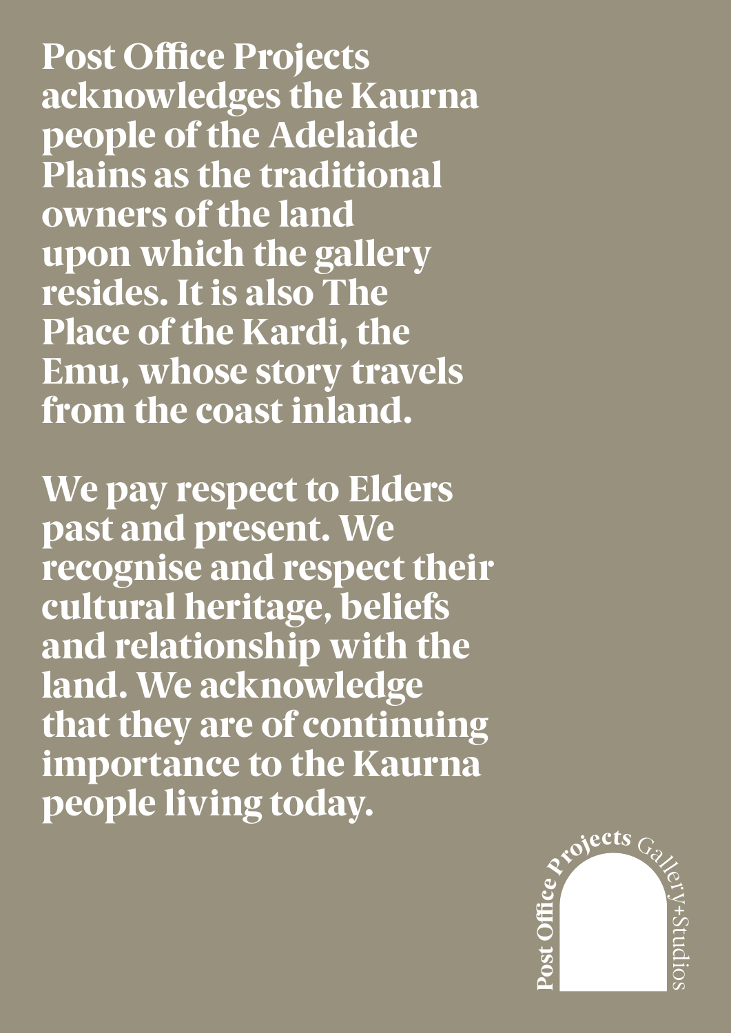Post Office Projects acknowledges the Kaurna people of the Adelaide Plains as the traditional owners of the land upon which the gallery resides. It is also The Place of the Kardi, the Emu, whose story travels from the coast inland.

We pay respect to Elders past and present. We recognise and respect their cultural heritage, beliefs and relationship with the land. We acknowledge that they are of continuing importance to the Kaurna people living today.

Post Office Projects Gallery+Studios